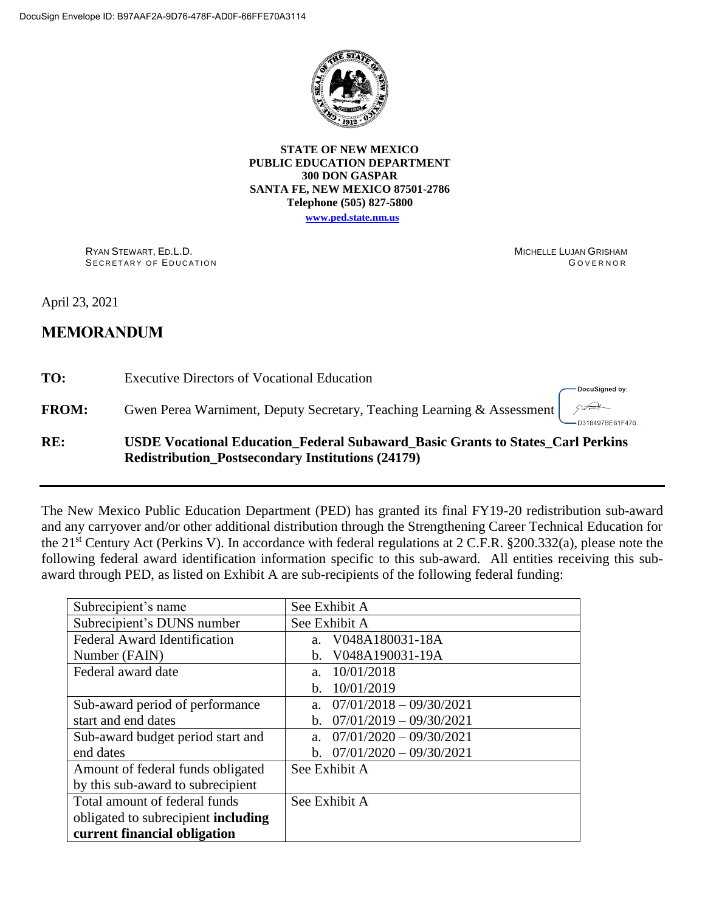DocuSign Envelope ID: B97AAF2A-9D76-478F-AD0F-66FFE70A3114

**STATE OF NEW MEXICO**
**PUBLIC EDUCATION DEPARTMENT**
**300 DON GASPAR**
**SANTA FE, NEW MEXICO 87501-2786**
**Telephone (505) 827-5800**
**www.ped.state.nm.us**

RYAN STEWART, ED.L.D.
SECRETARY OF EDUCATION

MICHELLE LUJAN GRISHAM
GOVERNOR

April 23, 2021

## MEMORANDUM

**TO:** Executive Directors of Vocational Education

**FROM:** Gwen Perea Warniment, Deputy Secretary, Teaching Learning & Assessment

DocuSigned by: D318497BE81F476...

**RE:** **USDE Vocational Education_Federal Subaward_Basic Grants to States_Carl Perkins Redistribution_Postsecondary Institutions (24179)**

---

The New Mexico Public Education Department (PED) has granted its final FY19-20 redistribution sub-award and any carryover and/or other additional distribution through the Strengthening Career Technical Education for the 21st Century Act (Perkins V). In accordance with federal regulations at 2 C.F.R. §200.332(a), please note the following federal award identification information specific to this sub-award. All entities receiving this sub-award through PED, as listed on Exhibit A are sub-recipients of the following federal funding:

| | |
|---|---|
| Subrecipient's name | See Exhibit A |
| Subrecipient's DUNS number | See Exhibit A |
| Federal Award Identification Number (FAIN) | a. V048A180031-18A<br>b. V048A190031-19A |
| Federal award date | a. 10/01/2018<br>b. 10/01/2019 |
| Sub-award period of performance start and end dates | a. 07/01/2018 – 09/30/2021<br>b. 07/01/2019 – 09/30/2021 |
| Sub-award budget period start and end dates | a. 07/01/2020 – 09/30/2021<br>b. 07/01/2020 – 09/30/2021 |
| Amount of federal funds obligated by this sub-award to subrecipient | See Exhibit A |
| Total amount of federal funds obligated to subrecipient **including current financial obligation** | See Exhibit A |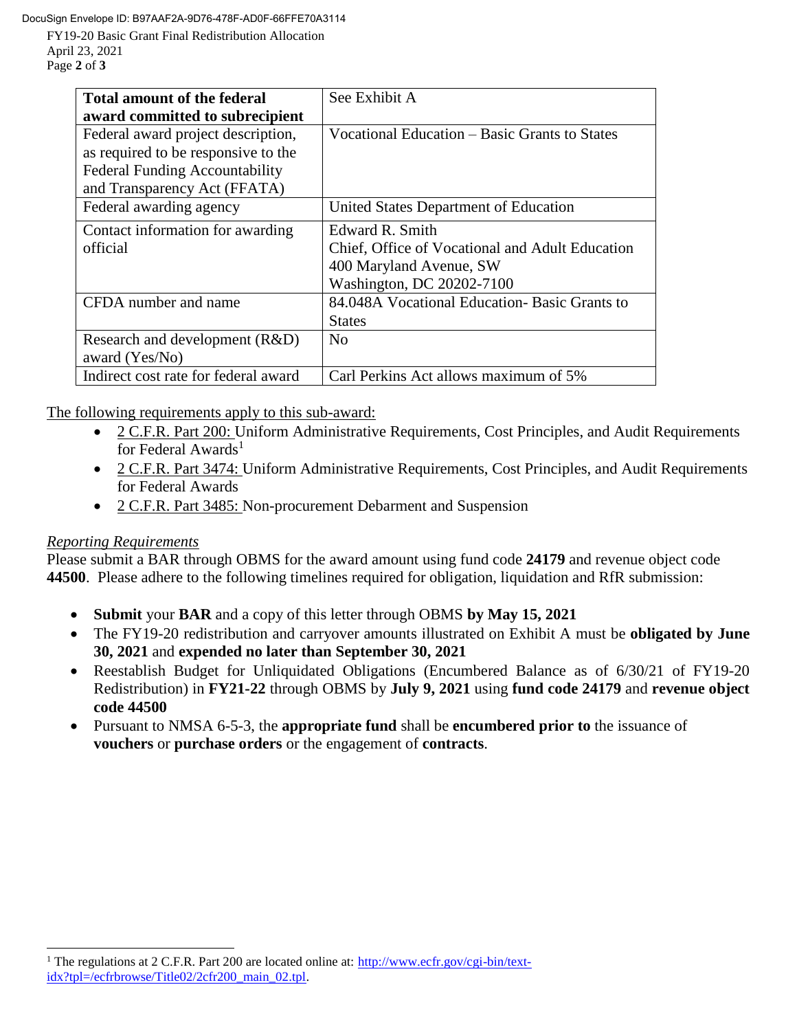| **Total amount of the federal award committed to subrecipient** | See Exhibit A |
|---|---|
| Federal award project description, as required to be responsive to the Federal Funding Accountability and Transparency Act (FFATA) | Vocational Education – Basic Grants to States |
| Federal awarding agency | United States Department of Education |
| Contact information for awarding official | Edward R. Smith<br>Chief, Office of Vocational and Adult Education<br>400 Maryland Avenue, SW<br>Washington, DC 20202-7100 |
| CFDA number and name | 84.048A Vocational Education- Basic Grants to States |
| Research and development (R&D) award (Yes/No) | No |
| Indirect cost rate for federal award | Carl Perkins Act allows maximum of 5% |

The following requirements apply to this sub-award:

- 2 C.F.R. Part 200: Uniform Administrative Requirements, Cost Principles, and Audit Requirements for Federal Awards[1]
- 2 C.F.R. Part 3474: Uniform Administrative Requirements, Cost Principles, and Audit Requirements for Federal Awards
- 2 C.F.R. Part 3485: Non-procurement Debarment and Suspension

*Reporting Requirements*

Please submit a BAR through OBMS for the award amount using fund code **24179** and revenue object code **44500**. Please adhere to the following timelines required for obligation, liquidation and RfR submission:

- **Submit** your **BAR** and a copy of this letter through OBMS **by May 15, 2021**
- The FY19-20 redistribution and carryover amounts illustrated on Exhibit A must be **obligated by June 30, 2021** and **expended no later than September 30, 2021**
- Reestablish Budget for Unliquidated Obligations (Encumbered Balance as of 6/30/21 of FY19-20 Redistribution) in **FY21-22** through OBMS by **July 9, 2021** using **fund code 24179** and **revenue object code 44500**
- Pursuant to NMSA 6-5-3, the **appropriate fund** shall be **encumbered prior to** the issuance of **vouchers** or **purchase orders** or the engagement of **contracts**.

[1] The regulations at 2 C.F.R. Part 200 are located online at: http://www.ecfr.gov/cgi-bin/text-idx?tpl=/ecfrbrowse/Title02/2cfr200_main_02.tpl.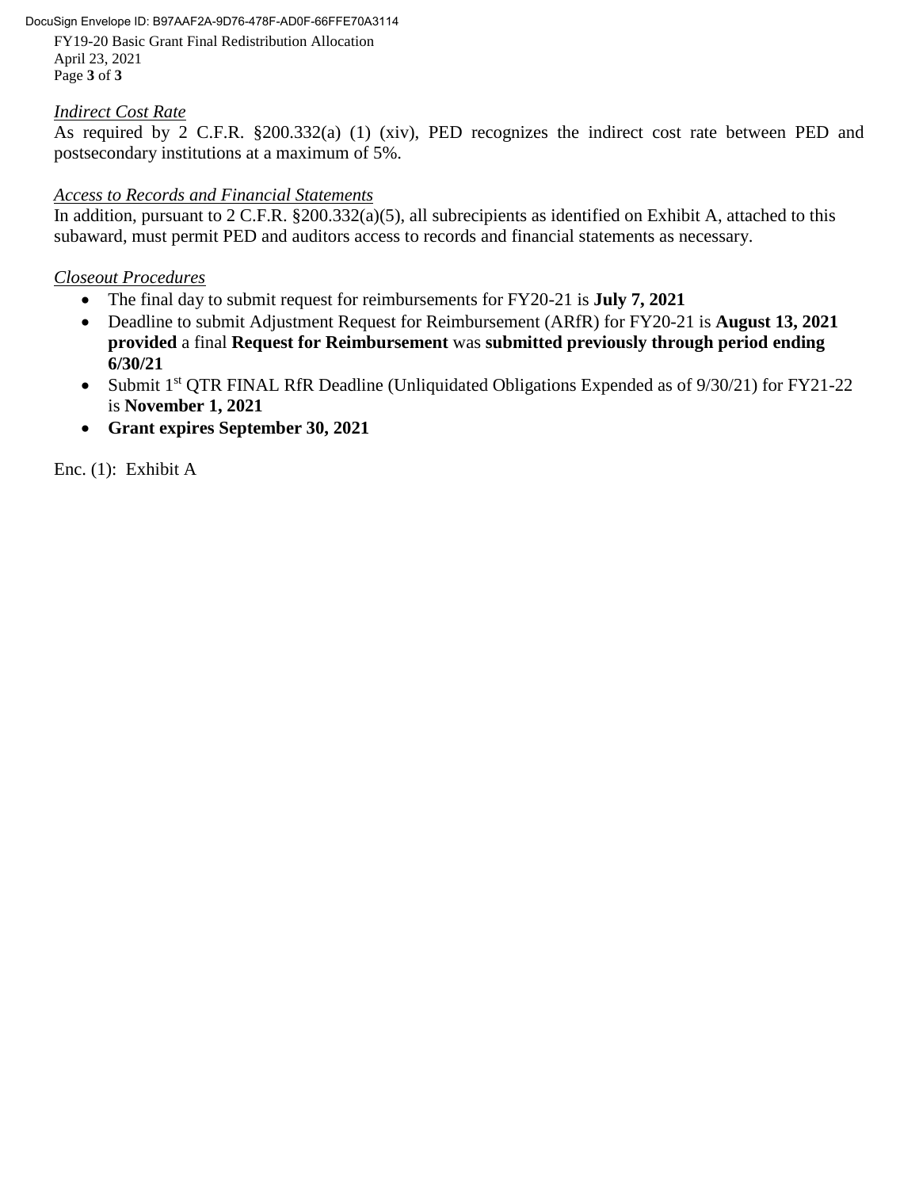*Indirect Cost Rate*

As required by 2 C.F.R. §200.332(a) (1) (xiv), PED recognizes the indirect cost rate between PED and postsecondary institutions at a maximum of 5%.

*Access to Records and Financial Statements*

In addition, pursuant to 2 C.F.R. §200.332(a)(5), all subrecipients as identified on Exhibit A, attached to this subaward, must permit PED and auditors access to records and financial statements as necessary.

*Closeout Procedures*

- The final day to submit request for reimbursements for FY20-21 is **July 7, 2021**
- Deadline to submit Adjustment Request for Reimbursement (ARfR) for FY20-21 is **August 13, 2021 provided** a final **Request for Reimbursement** was **submitted previously through period ending 6/30/21**
- Submit 1st QTR FINAL RfR Deadline (Unliquidated Obligations Expended as of 9/30/21) for FY21-22 is **November 1, 2021**
- **Grant expires September 30, 2021**

Enc. (1): Exhibit A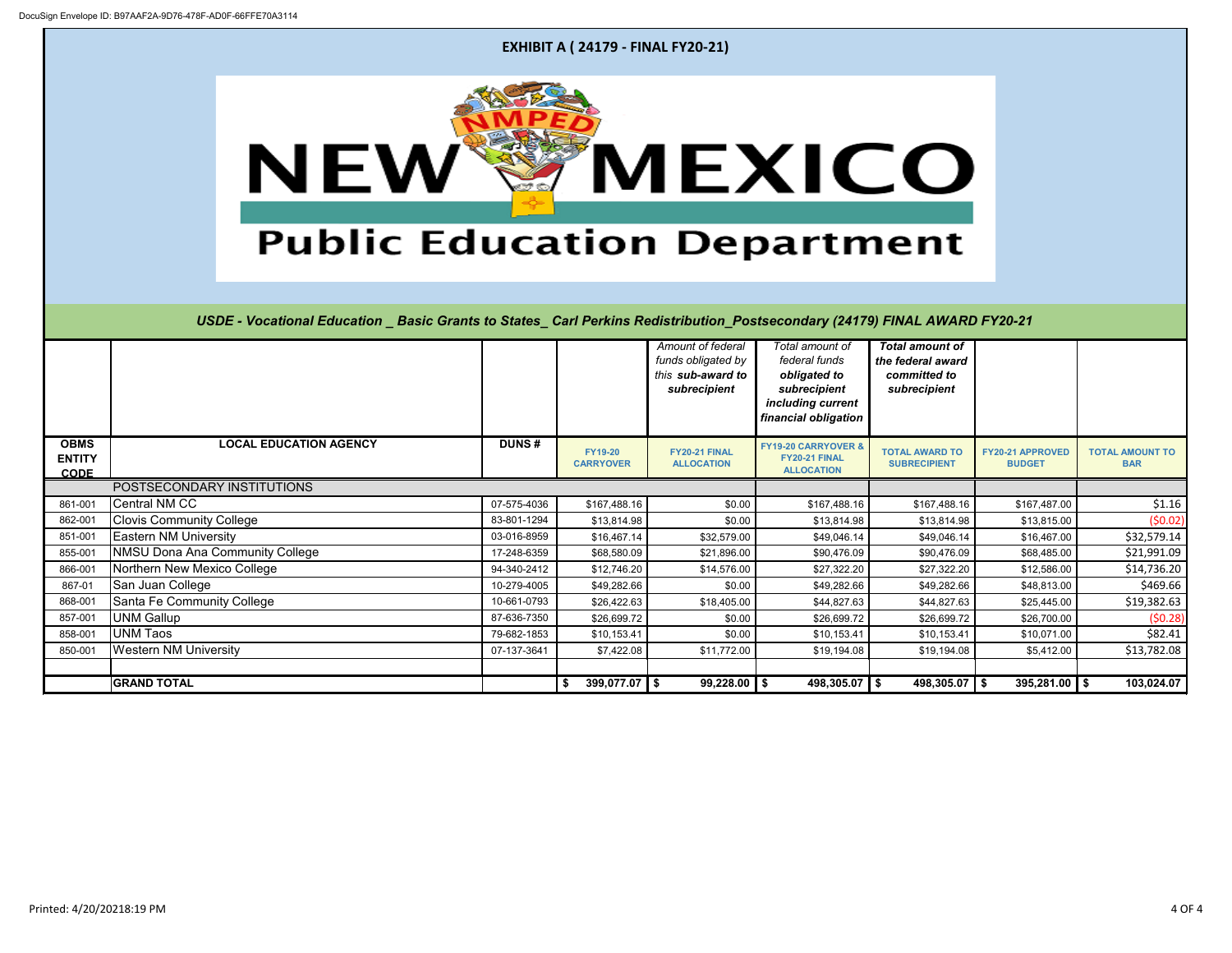DocuSign Envelope ID: B97AAF2A-9D76-478F-AD0F-66FFE70A3114

# EXHIBIT A ( 24179 - FINAL FY20-21)

NEW MEXICO
NMPED
Public Education Department

## USDE - Vocational Education _ Basic Grants to States_ Carl Perkins Redistribution_Postsecondary (24179) FINAL AWARD FY20-21

| | | | | *Amount of federal funds obligated by this **sub-award to subrecipient*** | *Total amount of federal funds **obligated to subrecipient including current financial obligation*** | ***Total amount of the federal award committed to subrecipient*** | | |
|---|---|---|---|---|---|---|---|---|
| **OBMS ENTITY CODE** | **LOCAL EDUCATION AGENCY** | **DUNS #** | **FY19-20 CARRYOVER** | **FY20-21 FINAL ALLOCATION** | **FY19-20 CARRYOVER & FY20-21 FINAL ALLOCATION** | **TOTAL AWARD TO SUBRECIPIENT** | **FY20-21 APPROVED BUDGET** | **TOTAL AMOUNT TO BAR** |
| | POSTSECONDARY INSTITUTIONS | | | | | | | |
| 861-001 | Central NM CC | 07-575-4036 | $167,488.16 | $0.00 | $167,488.16 | $167,488.16 | $167,487.00 | $1.16 |
| 862-001 | Clovis Community College | 83-801-1294 | $13,814.98 | $0.00 | $13,814.98 | $13,814.98 | $13,815.00 | ($0.02) |
| 851-001 | Eastern NM University | 03-016-8959 | $16,467.14 | $32,579.00 | $49,046.14 | $49,046.14 | $16,467.00 | $32,579.14 |
| 855-001 | NMSU Dona Ana Community College | 17-248-6359 | $68,580.09 | $21,896.00 | $90,476.09 | $90,476.09 | $68,485.00 | $21,991.09 |
| 866-001 | Northern New Mexico College | 94-340-2412 | $12,746.20 | $14,576.00 | $27,322.20 | $27,322.20 | $12,586.00 | $14,736.20 |
| 867-01 | San Juan College | 10-279-4005 | $49,282.66 | $0.00 | $49,282.66 | $49,282.66 | $48,813.00 | $469.66 |
| 868-001 | Santa Fe Community College | 10-661-0793 | $26,422.63 | $18,405.00 | $44,827.63 | $44,827.63 | $25,445.00 | $19,382.63 |
| 857-001 | UNM Gallup | 87-636-7350 | $26,699.72 | $0.00 | $26,699.72 | $26,699.72 | $26,700.00 | ($0.28) |
| 858-001 | UNM Taos | 79-682-1853 | $10,153.41 | $0.00 | $10,153.41 | $10,153.41 | $10,071.00 | $82.41 |
| 850-001 | Western NM University | 07-137-3641 | $7,422.08 | $11,772.00 | $19,194.08 | $19,194.08 | $5,412.00 | $13,782.08 |
| | | | | | | | | |
| | **GRAND TOTAL** | | **$ 399,077.07** | **$ 99,228.00** | **$ 498,305.07** | **$ 498,305.07** | **$ 395,281.00** | **$ 103,024.07** |

Printed: 4/20/20218:19 PM